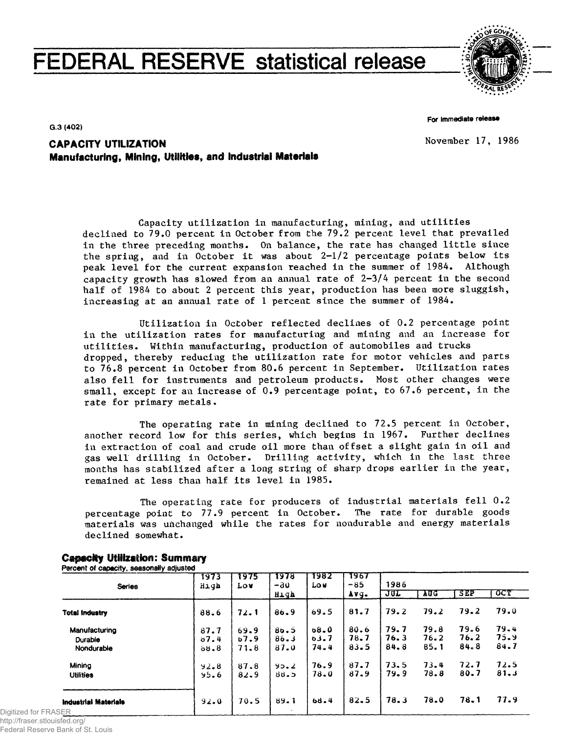# FEDERAL RESERVE statistical release

G.3 (402)

For immediate release

November 17, 1986

## CAPACITY UTILIZATION
### Manufacturing, Mining, Utilities, and Industrial Materials

Capacity utilization in manufacturing, mining, and utilities declined to 79.0 percent in October from the 79.2 percent level that prevailed in the three preceding months. On balance, the rate has changed little since the spring, and in October it was about 2-1/2 percentage points below its peak level for the current expansion reached in the summer of 1984. Although capacity growth has slowed from an annual rate of 2-3/4 percent in the second half of 1984 to about 2 percent this year, production has been more sluggish, increasing at an annual rate of 1 percent since the summer of 1984.

Utilization in October reflected declines of 0.2 percentage point in the utilization rates for manufacturing and mining and an increase for utilities. Within manufacturing, production of automobiles and trucks dropped, thereby reducing the utilization rate for motor vehicles and parts to 76.8 percent in October from 80.6 percent in September. Utilization rates also fell for instruments and petroleum products. Most other changes were small, except for an increase of 0.9 percentage point, to 67.6 percent, in the rate for primary metals.

The operating rate in mining declined to 72.5 percent in October, another record low for this series, which begins in 1967. Further declines in extraction of coal and crude oil more than offset a slight gain in oil and gas well drilling in October. Drilling activity, which in the last three months has stabilized after a long string of sharp drops earlier in the year, remained at less than half its level in 1985.

The operating rate for producers of industrial materials fell 0.2 percentage point to 77.9 percent in October. The rate for durable goods materials was unchanged while the rates for nondurable and energy materials declined somewhat.

**Capacity Utilization: Summary**
Percent of capacity, seasonally adjusted

| Series | 1973 High | 1975 Low | 1978 -80 High | 1982 Low | 1967 -85 Avg. | 1986 JUL | AUG | SEP | OCT |
|---|---|---|---|---|---|---|---|---|---|
| **Total Industry** | 88.6 | 72.1 | 86.9 | 69.5 | 81.7 | 79.2 | 79.2 | 79.2 | 79.0 |
| Manufacturing | 87.7 | 69.9 | 86.5 | 68.0 | 80.6 | 79.7 | 79.8 | 79.6 | 79.4 |
| Durable | 87.4 | 67.9 | 86.3 | 63.7 | 78.7 | 76.3 | 76.2 | 76.2 | 75.9 |
| Nondurable | 88.8 | 71.8 | 87.0 | 74.4 | 83.5 | 84.8 | 85.1 | 84.8 | 84.7 |
| Mining | 92.8 | 87.8 | 95.2 | 76.9 | 87.7 | 73.5 | 73.4 | 72.7 | 72.5 |
| Utilities | 95.6 | 82.9 | 88.5 | 78.0 | 87.9 | 79.9 | 78.8 | 80.7 | 81.3 |
| **Industrial Materials** | 92.0 | 70.5 | 89.1 | 68.4 | 82.5 | 78.3 | 78.0 | 78.1 | 77.9 |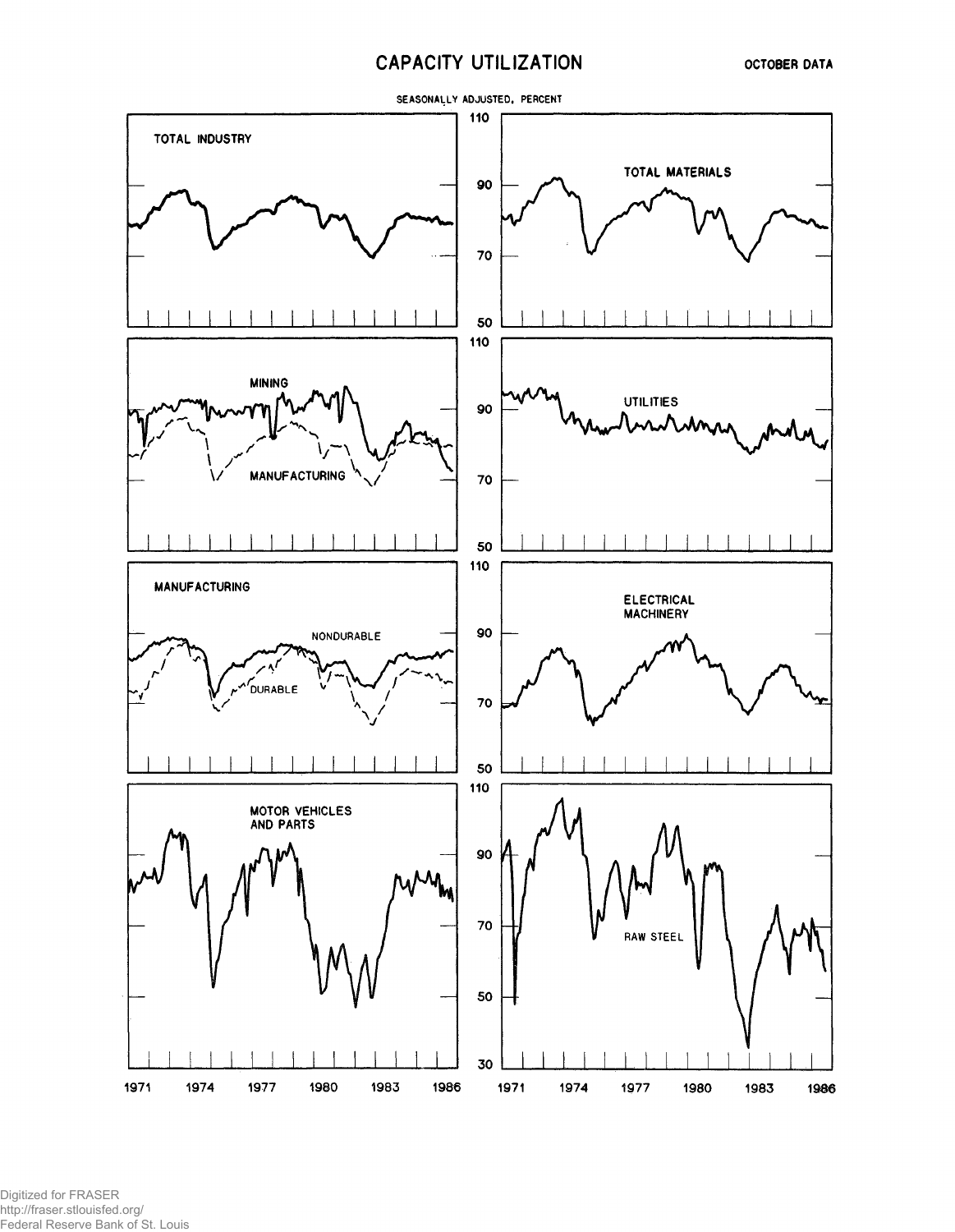# CAPACITY UTILIZATION

OCTOBER DATA

SEASONALLY ADJUSTED, PERCENT

TOTAL INDUSTRY

TOTAL MATERIALS

MINING

MANUFACTURING

UTILITIES

MANUFACTURING

NONDURABLE

DURABLE

ELECTRICAL MACHINERY

MOTOR VEHICLES AND PARTS

RAW STEEL

110 90 70 50 110 90 70 50 110 90 70 50 110 90 70 50 30

1971 1974 1977 1980 1983 1986

1971 1974 1977 1980 1983 1986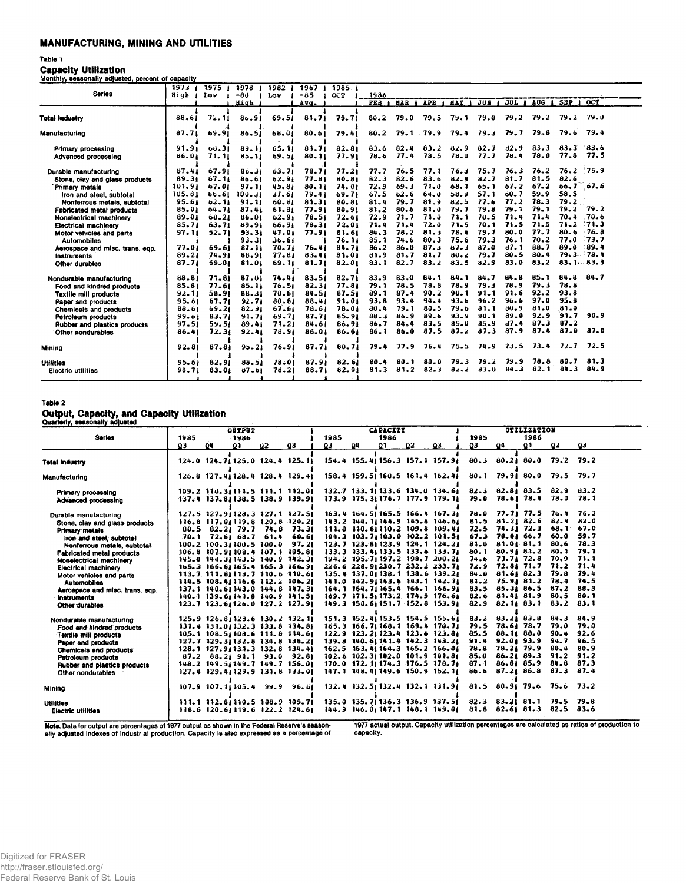## MANUFACTURING, MINING AND UTILITIES

### Table 1

### Capacity Utilization

Monthly, seasonally adjusted, percent of capacity

| Series | 1973 High | 1975 Low | 1978-80 High | 1982 Low | 1967-85 Avg. | 1985 OCT | 1986 FEB | MAR | APR | MAY | JUN | JUL | AUG | SEP | OCT |
|---|---|---|---|---|---|---|---|---|---|---|---|---|---|---|---|
| Total Industry | 88.6 | 72.1 | 86.9 | 69.5 | 81.7 | 79.7 | 80.2 | 79.0 | 79.5 | 79.1 | 79.0 | 79.2 | 79.2 | 79.2 | 79.0 |
| Manufacturing | 87.7 | 69.9 | 86.5 | 68.0 | 80.6 | 79.4 | 80.2 | 79.1 | 79.9 | 79.4 | 79.3 | 79.7 | 79.8 | 79.6 | 79.4 |
| Primary processing | 91.9 | 68.3 | 89.1 | 65.1 | 81.7 | 82.8 | 83.6 | 82.4 | 83.2 | 82.9 | 82.7 | 82.9 | 83.3 | 83.3 | 83.6 |
| Advanced processing | 86.0 | 71.1 | 85.1 | 69.5 | 80.1 | 77.9 | 78.6 | 77.4 | 78.5 | 78.0 | 77.7 | 78.4 | 78.0 | 77.8 | 77.5 |
| Durable manufacturing | 87.4 | 67.9 | 86.3 | 63.7 | 78.7 | 77.2 | 77.7 | 76.5 | 77.1 | 76.3 | 75.7 | 76.3 | 76.2 | 76.2 | 75.9 |
| Stone, clay and glass products | 89.3 | 67.1 | 86.6 | 62.9 | 77.8 | 80.8 | 82.3 | 82.6 | 83.6 | 82.4 | 82.7 | 81.7 | 81.5 | 82.6 | |
| Primary metals | 101.9 | 67.0 | 97.1 | 45.8 | 80.1 | 74.0 | 72.9 | 69.3 | 71.0 | 68.1 | 65.1 | 67.2 | 67.2 | 66.7 | 67.6 |
| Iron and steel, subtotal | 105.8 | 66.6 | 100.3 | 37.6 | 79.4 | 69.7 | 67.5 | 62.6 | 64.0 | 58.9 | 57.1 | 60.7 | 59.9 | 58.5 | |
| Nonferrous metals, subtotal | 95.6 | 62.1 | 91.1 | 60.8 | 81.3 | 80.8 | 81.4 | 79.7 | 81.9 | 82.5 | 77.6 | 77.2 | 78.3 | 79.2 | |
| Fabricated metal products | 85.0 | 64.7 | 87.4 | 61.3 | 77.9 | 80.9 | 81.2 | 80.6 | 81.0 | 79.7 | 79.8 | 79.1 | 79.1 | 79.2 | 79.2 |
| Nonelectrical machinery | 89.0 | 68.2 | 86.0 | 62.9 | 78.5 | 72.6 | 72.9 | 71.7 | 71.0 | 71.1 | 70.5 | 71.4 | 71.4 | 70.4 | 70.6 |
| Electrical machinery | 85.7 | 63.7 | 89.9 | 66.9 | 78.3 | 72.0 | 71.4 | 71.4 | 72.0 | 71.5 | 70.1 | 71.5 | 71.5 | 71.2 | 71.3 |
| Motor vehicles and parts | 97.1 | 52.7 | 93.3 | 47.0 | 77.9 | 81.6 | 84.3 | 78.2 | 81.3 | 78.4 | 79.7 | 80.0 | 77.7 | 80.6 | 76.8 |
| Automobiles | | | 93.3 | 36.6 | | 76.1 | 85.1 | 74.6 | 80.3 | 75.6 | 79.3 | 76.1 | 70.2 | 77.0 | 73.7 |
| Aerospace and misc. trans. eqp. | 77.0 | 69.6 | 87.1 | 70.7 | 76.4 | 84.7 | 86.2 | 86.0 | 87.3 | 87.3 | 87.0 | 87.1 | 88.7 | 89.0 | 89.4 |
| Instruments | 89.2 | 74.9 | 88.9 | 77.8 | 83.4 | 81.0 | 81.9 | 81.7 | 81.7 | 80.2 | 79.7 | 80.5 | 80.4 | 79.3 | 78.4 |
| Other durables | 87.7 | 69.0 | 81.0 | 69.1 | 81.7 | 82.0 | 83.1 | 82.7 | 83.2 | 83.5 | 82.9 | 83.0 | 83.2 | 83.1 | 83.3 |
| Nondurable manufacturing | 88.8 | 71.8 | 87.0 | 74.4 | 83.5 | 82.7 | 83.9 | 83.0 | 84.1 | 84.1 | 84.7 | 84.8 | 85.1 | 84.8 | 84.7 |
| Food and kindred products | 85.8 | 77.6 | 85.1 | 76.5 | 82.3 | 77.8 | 79.1 | 78.5 | 78.8 | 78.9 | 79.3 | 78.9 | 79.3 | 78.8 | |
| Textile mill products | 92.1 | 58.9 | 88.3 | 70.6 | 84.5 | 87.5 | 89.1 | 87.4 | 90.2 | 90.1 | 91.1 | 91.6 | 92.2 | 93.8 | |
| Paper and products | 95.6 | 67.7 | 92.7 | 80.8 | 88.4 | 91.0 | 93.8 | 93.4 | 94.4 | 93.6 | 96.2 | 96.6 | 97.0 | 95.8 | |
| Chemicals and products | 88.6 | 69.2 | 82.9 | 67.6 | 78.6 | 78.0 | 80.4 | 79.1 | 80.5 | 79.6 | 81.1 | 80.9 | 81.0 | 81.0 | |
| Petroleum products | 99.6 | 83.7 | 91.7 | 69.7 | 87.7 | 85.9 | 88.3 | 86.9 | 89.6 | 93.9 | 90.1 | 89.0 | 92.9 | 91.7 | 90.9 |
| Rubber and plastics products | 97.5 | 59.5 | 89.4 | 71.2 | 84.6 | 86.9 | 86.7 | 84.4 | 83.5 | 85.0 | 85.9 | 87.4 | 87.3 | 87.2 | |
| Other nondurables | 86.4 | 72.3 | 92.4 | 78.9 | 86.0 | 86.6 | 86.1 | 86.0 | 87.5 | 87.2 | 87.3 | 87.9 | 87.4 | 87.0 | 87.0 |
| Mining | 92.8 | 87.8 | 95.2 | 76.9 | 87.7 | 80.7 | 79.4 | 77.9 | 76.4 | 75.5 | 74.9 | 73.5 | 73.4 | 72.7 | 72.5 |
| Utilities | 95.6 | 82.9 | 88.5 | 78.0 | 87.9 | 82.6 | 80.4 | 80.1 | 80.0 | 79.3 | 79.2 | 79.9 | 78.8 | 80.7 | 81.3 |
| Electric utilities | 98.7 | 83.0 | 87.6 | 78.2 | 88.7 | 82.0 | 81.3 | 81.2 | 82.3 | 82.2 | 83.0 | 84.3 | 82.1 | 84.3 | 84.9 |

### Table 2

### Output, Capacity, and Capacity Utilization

Quarterly, seasonally adjusted

| Series | OUTPUT 1985 Q3 | Q4 | 1986 Q1 | Q2 | Q3 | CAPACITY 1985 Q3 | Q4 | 1986 Q1 | Q2 | Q3 | UTILIZATION 1985 Q3 | Q4 | 1986 Q1 | Q2 | Q3 |
|---|---|---|---|---|---|---|---|---|---|---|---|---|---|---|---|
| Total Industry | 124.0 | 124.7 | 125.0 | 124.4 | 125.1 | 154.4 | 155.4 | 156.3 | 157.1 | 157.9 | 80.3 | 80.2 | 80.0 | 79.2 | 79.2 |
| Manufacturing | 126.8 | 127.4 | 128.4 | 128.4 | 129.4 | 158.4 | 159.5 | 160.5 | 161.4 | 162.4 | 80.1 | 79.9 | 80.0 | 79.5 | 79.7 |
| Primary processing | 109.2 | 110.3 | 111.5 | 111.1 | 112.0 | 132.7 | 133.1 | 133.6 | 134.0 | 134.6 | 82.3 | 82.8 | 83.5 | 82.9 | 83.2 |
| Advanced processing | 137.4 | 137.8 | 138.5 | 138.9 | 139.9 | 173.9 | 175.3 | 176.7 | 177.9 | 179.1 | 79.0 | 78.6 | 78.4 | 78.0 | 78.1 |
| Durable manufacturing | 127.5 | 127.9 | 128.3 | 127.1 | 127.5 | 163.4 | 164.5 | 165.5 | 166.4 | 167.3 | 78.0 | 77.7 | 77.5 | 76.4 | 76.2 |
| Stone, clay and glass products | 116.8 | 117.0 | 119.8 | 120.8 | 120.2 | 143.2 | 144.1 | 144.9 | 145.8 | 146.6 | 81.5 | 81.2 | 82.6 | 82.9 | 82.0 |
| Primary metals | 80.5 | 82.2 | 79.7 | 74.8 | 73.3 | 111.0 | 110.6 | 110.2 | 109.8 | 109.4 | 72.5 | 74.3 | 72.3 | 68.1 | 67.0 |
| Iron and steel, subtotal | 70.1 | 72.6 | 68.7 | 61.4 | 60.6 | 104.3 | 103.7 | 103.0 | 102.2 | 101.5 | 67.3 | 70.0 | 66.7 | 60.0 | 59.7 |
| Nonferrous metals, subtotal | 100.2 | 100.3 | 100.5 | 100.0 | 97.2 | 123.7 | 123.8 | 123.9 | 124.1 | 124.2 | 81.0 | 81.0 | 81.1 | 80.6 | 78.3 |
| Fabricated metal products | 106.8 | 107.9 | 108.4 | 107.1 | 105.8 | 133.3 | 133.4 | 133.5 | 133.6 | 133.7 | 80.1 | 80.9 | 81.2 | 80.1 | 79.1 |
| Nonelectrical machinery | 145.0 | 144.3 | 143.5 | 140.9 | 142.3 | 194.2 | 195.7 | 197.2 | 198.7 | 200.2 | 74.6 | 73.7 | 72.8 | 70.9 | 71.1 |
| Electrical machinery | 165.3 | 166.6 | 165.4 | 165.3 | 166.9 | 226.6 | 228.9 | 230.7 | 232.2 | 233.7 | 72.9 | 72.8 | 71.7 | 71.2 | 71.4 |
| Motor vehicles and parts | 113.7 | 111.8 | 113.7 | 110.6 | 110.6 | 135.4 | 137.0 | 138.1 | 138.6 | 139.2 | 84.0 | 81.6 | 82.3 | 79.8 | 79.4 |
| Automobiles | 114.5 | 108.4 | 116.6 | 112.2 | 106.2 | 141.0 | 142.9 | 143.6 | 143.1 | 142.7 | 81.2 | 75.9 | 81.2 | 78.4 | 74.5 |
| Aerospace and misc. trans. eqp. | 137.1 | 140.6 | 143.0 | 144.8 | 147.3 | 164.1 | 164.7 | 165.4 | 166.1 | 166.9 | 83.5 | 85.3 | 86.5 | 87.2 | 88.3 |
| Instruments | 140.1 | 139.6 | 141.8 | 140.9 | 141.5 | 169.7 | 171.5 | 173.2 | 174.9 | 176.6 | 82.6 | 81.4 | 81.9 | 80.5 | 80.1 |
| Other durables | 123.7 | 123.6 | 126.0 | 127.2 | 127.9 | 149.3 | 150.6 | 151.7 | 152.8 | 153.9 | 82.9 | 82.1 | 83.1 | 83.2 | 83.1 |
| Nondurable manufacturing | 125.9 | 126.8 | 128.6 | 130.2 | 132.1 | 151.3 | 152.4 | 153.5 | 154.5 | 155.6 | 83.2 | 83.2 | 83.8 | 84.3 | 84.9 |
| Food and kindred products | 131.4 | 131.0 | 132.3 | 133.8 | 134.8 | 165.3 | 166.7 | 168.1 | 169.4 | 170.7 | 79.5 | 78.6 | 78.7 | 79.0 | 79.0 |
| Textile mill products | 105.1 | 108.5 | 108.6 | 111.8 | 114.6 | 122.9 | 123.2 | 123.4 | 123.6 | 123.8 | 85.5 | 88.1 | 88.0 | 90.4 | 92.6 |
| Paper and products | 127.7 | 129.3 | 132.8 | 134.8 | 138.2 | 139.8 | 140.6 | 141.4 | 142.3 | 143.2 | 91.4 | 92.0 | 93.9 | 94.7 | 96.5 |
| Chemicals and products | 128.1 | 127.9 | 131.3 | 132.8 | 134.4 | 162.5 | 163.4 | 164.3 | 165.2 | 166.0 | 78.8 | 78.2 | 79.9 | 80.4 | 80.9 |
| Petroleum products | 87.2 | 88.2 | 91.1 | 93.0 | 92.8 | 102.6 | 102.3 | 102.0 | 101.9 | 101.8 | 85.0 | 86.2 | 89.3 | 91.2 | 91.2 |
| Rubber and plastics products | 148.2 | 149.5 | 149.7 | 149.7 | 156.0 | 170.0 | 172.1 | 174.3 | 176.5 | 178.7 | 87.1 | 86.8 | 85.9 | 84.8 | 87.3 |
| Other nondurables | 127.4 | 129.4 | 129.9 | 131.8 | 133.0 | 147.1 | 148.4 | 149.6 | 150.9 | 152.1 | 86.6 | 87.2 | 86.8 | 87.3 | 87.4 |
| Mining | 107.9 | 107.1 | 105.4 | 99.9 | 96.6 | 132.4 | 132.5 | 132.4 | 132.1 | 131.9 | 81.5 | 80.9 | 79.6 | 75.6 | 73.2 |
| Utilities | 111.1 | 112.8 | 110.5 | 108.9 | 109.7 | 135.0 | 135.7 | 136.3 | 136.9 | 137.5 | 82.3 | 83.2 | 81.1 | 79.5 | 79.8 |
| Electric utilities | 118.6 | 120.6 | 119.6 | 122.2 | 124.6 | 144.9 | 146.0 | 147.1 | 148.1 | 149.0 | 81.8 | 82.6 | 81.3 | 82.5 | 83.6 |

**Note.** Data for output are percentages of 1977 output as shown in the Federal Reserve's seasonally adjusted indexes of industrial production. Capacity is also expressed as a percentage of 1977 actual output. Capacity utilization percentages are calculated as ratios of production to capacity.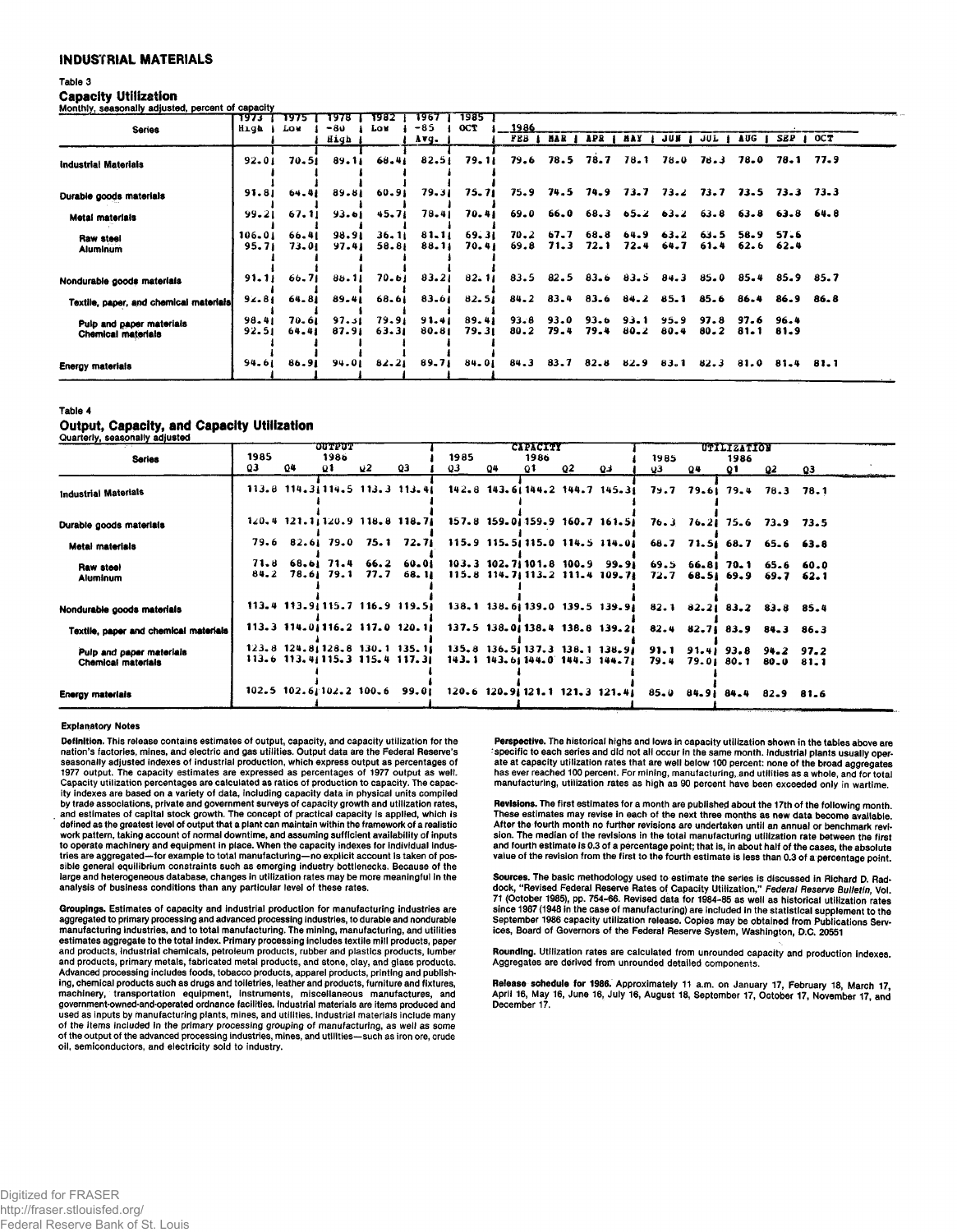## INDUSTRIAL MATERIALS

### Table 3

### Capacity Utilization

Monthly, seasonally adjusted, percent of capacity

| Series | 1973 High | 1975 Low | 1978-80 High | 1982 Low | 1967-85 Avg. | 1985 OCT | 1986 FEB | MAR | APR | MAY | JUN | JUL | AUG | SEP | OCT |
|---|---|---|---|---|---|---|---|---|---|---|---|---|---|---|---|
| Industrial Materials | 92.0 | 70.5 | 89.1 | 68.4 | 82.5 | 79.1 | 79.6 | 78.5 | 78.7 | 78.1 | 78.0 | 78.3 | 78.0 | 78.1 | 77.9 |
| Durable goods materials | 91.8 | 64.4 | 89.8 | 60.9 | 79.3 | 75.7 | 75.9 | 74.5 | 74.9 | 73.7 | 73.2 | 73.7 | 73.5 | 73.3 | 73.3 |
| Metal materials | 99.2 | 67.1 | 93.6 | 45.7 | 78.4 | 70.4 | 69.0 | 66.0 | 68.3 | 65.2 | 63.2 | 63.8 | 63.8 | 63.8 | 64.8 |
| Raw steel | 106.0 | 66.4 | 98.9 | 36.1 | 81.1 | 69.3 | 70.2 | 67.7 | 68.8 | 64.9 | 63.2 | 63.5 | 58.9 | 57.6 | |
| Aluminum | 95.7 | 73.0 | 97.4 | 58.8 | 88.1 | 70.4 | 69.8 | 71.3 | 72.1 | 72.4 | 64.7 | 61.4 | 62.6 | 62.4 | |
| Nondurable goods materials | 91.1 | 66.7 | 88.1 | 70.6 | 83.2 | 82.1 | 83.5 | 82.5 | 83.6 | 83.5 | 84.3 | 85.0 | 85.4 | 85.9 | 85.7 |
| Textile, paper, and chemical materials | 92.8 | 64.8 | 89.4 | 68.6 | 83.6 | 82.5 | 84.2 | 83.4 | 83.6 | 84.2 | 85.1 | 85.6 | 86.4 | 86.9 | 86.8 |
| Pulp and paper materials | 98.4 | 70.6 | 97.3 | 79.9 | 91.4 | 89.4 | 93.8 | 93.0 | 93.6 | 93.1 | 95.9 | 97.8 | 97.6 | 96.4 | |
| Chemical materials | 92.5 | 64.4 | 87.9 | 63.3 | 80.8 | 79.3 | 80.2 | 79.4 | 79.4 | 80.2 | 80.4 | 80.2 | 81.1 | 81.9 | |
| Energy materials | 94.6 | 86.9 | 94.0 | 82.2 | 89.7 | 84.0 | 84.3 | 83.7 | 82.8 | 82.9 | 83.1 | 82.3 | 81.0 | 81.4 | 81.1 |

### Table 4

### Output, Capacity, and Capacity Utilization

Quarterly, seasonally adjusted

| Series | OUTPUT 1985 Q3 | Q4 | 1986 Q1 | Q2 | Q3 | CAPACITY 1985 Q3 | Q4 | 1986 Q1 | Q2 | Q3 | UTILIZATION 1985 Q3 | Q4 | 1986 Q1 | Q2 | Q3 |
|---|---|---|---|---|---|---|---|---|---|---|---|---|---|---|---|
| Industrial Materials | 113.8 | 114.3 | 114.5 | 113.3 | 113.4 | 142.8 | 143.6 | 144.2 | 144.7 | 145.3 | 79.7 | 79.6 | 79.4 | 78.3 | 78.1 |
| Durable goods materials | 120.4 | 121.1 | 120.9 | 118.8 | 118.7 | 157.8 | 159.0 | 159.9 | 160.7 | 161.5 | 76.3 | 76.2 | 75.6 | 73.9 | 73.5 |
| Metal materials | 79.6 | 82.6 | 79.0 | 75.1 | 72.7 | 115.9 | 115.5 | 115.0 | 114.5 | 114.0 | 68.7 | 71.5 | 68.7 | 65.6 | 63.8 |
| Raw steel | 71.8 | 68.6 | 71.4 | 66.2 | 60.0 | 103.3 | 102.7 | 101.8 | 100.9 | 99.9 | 69.5 | 66.8 | 70.1 | 65.6 | 60.0 |
| Aluminum | 84.2 | 78.6 | 79.1 | 77.7 | 68.1 | 115.8 | 114.7 | 113.2 | 111.4 | 109.7 | 72.7 | 68.5 | 69.9 | 69.7 | 62.1 |
| Nondurable goods materials | 113.4 | 113.9 | 115.7 | 116.9 | 119.5 | 138.1 | 138.6 | 139.0 | 139.5 | 139.9 | 82.1 | 82.2 | 83.2 | 83.8 | 85.4 |
| Textile, paper and chemical materials | 113.3 | 114.0 | 116.2 | 117.0 | 120.1 | 137.5 | 138.0 | 138.4 | 138.8 | 139.2 | 82.4 | 82.7 | 83.9 | 84.3 | 86.3 |
| Pulp and paper materials | 123.8 | 124.8 | 128.8 | 130.1 | 135.1 | 135.8 | 136.5 | 137.3 | 138.1 | 138.9 | 91.1 | 91.4 | 93.8 | 94.2 | 97.2 |
| Chemical materials | 113.6 | 113.4 | 115.3 | 115.4 | 117.3 | 143.1 | 143.6 | 144.0 | 144.3 | 144.7 | 79.4 | 79.0 | 80.1 | 80.0 | 81.1 |
| Energy materials | 102.5 | 102.6 | 102.2 | 100.6 | 99.0 | 120.6 | 120.9 | 121.1 | 121.3 | 121.4 | 85.0 | 84.9 | 84.4 | 82.9 | 81.6 |

#### Explanatory Notes

**Definition.** This release contains estimates of output, capacity, and capacity utilization for the nation's factories, mines, and electric and gas utilities. Output data are the Federal Reserve's seasonally adjusted indexes of industrial production, which express output as percentages of 1977 output. The capacity estimates are expressed as percentages of 1977 output as well. Capacity utilization percentages are calculated as ratios of production to capacity. The capacity indexes are based on a variety of data, including capacity data in physical units compiled by trade associations, private and government surveys of capacity growth and utilization rates, and estimates of capital stock growth. The concept of practical capacity is applied, which is defined as the greatest level of output that a plant can maintain within the framework of a realistic work pattern, taking account of normal downtime, and assuming sufficient availability of inputs to operate machinery and equipment in place. When the capacity indexes for individual industries are aggregated—for example to total manufacturing—no explicit account is taken of possible general equilibrium constraints such as emerging industry bottlenecks. Because of the large and heterogeneous database, changes in utilization rates may be more meaningful in the analysis of business conditions than any particular level of these rates.

**Groupings.** Estimates of capacity and industrial production for manufacturing industries are aggregated to primary processing and advanced processing industries, to durable and nondurable manufacturing industries, and to total manufacturing. The mining, manufacturing, and utilities estimates aggregate to the total index. Primary processing includes textile mill products, paper and products, industrial chemicals, petroleum products, rubber and plastics products, lumber and products, primary metals, fabricated metal products, and stone, clay, and glass products. Advanced processing includes foods, tobacco products, apparel products, printing and publishing, chemical products such as drugs and toiletries, leather and products, furniture and fixtures, machinery, transportation equipment, instruments, miscellaneous manufactures, and government-owned-and-operated ordnance facilities. Industrial materials are items produced and used as inputs by manufacturing plants, mines, and utilities. Industrial materials include many of the items included in the primary processing grouping of manufacturing, as well as some of the output of the advanced processing industries, mines, and utilities—such as iron ore, crude oil, semiconductors, and electricity sold to industry.

**Perspective.** The historical highs and lows in capacity utilization shown in the tables above are specific to each series and did not all occur in the same month. Industrial plants usually operate at capacity utilization rates that are well below 100 percent: none of the broad aggregates has ever reached 100 percent. For mining, manufacturing, and utilities as a whole, and for total manufacturing, utilization rates as high as 90 percent have been exceeded only in wartime.

**Revisions.** The first estimates for a month are published about the 17th of the following month. These estimates may revise in each of the next three months as new data become available. After the fourth month no further revisions are undertaken until an annual or benchmark revision. The median of the revisions in the total manufacturing utilization rate between the first and fourth estimate is 0.3 of a percentage point; that is, in about half of the cases, the absolute value of the revision from the first to the fourth estimate is less than 0.3 of a percentage point.

**Sources.** The basic methodology used to estimate the series is discussed in Richard D. Raddock, "Revised Federal Reserve Rates of Capacity Utilization," *Federal Reserve Bulletin*, Vol. 71 (October 1985), pp. 754-66. Revised data for 1984-85 as well as historical utilization rates since 1967 (1948 in the case of manufacturing) are included in the statistical supplement to the September 1986 capacity utilization release. Copies may be obtained from Publications Services, Board of Governors of the Federal Reserve System, Washington, D.C. 20551

**Rounding.** Utilization rates are calculated from unrounded capacity and production indexes. Aggregates are derived from unrounded detailed components.

**Release schedule for 1986.** Approximately 11 a.m. on January 17, February 18, March 17, April 16, May 16, June 16, July 16, August 18, September 17, October 17, November 17, and December 17.